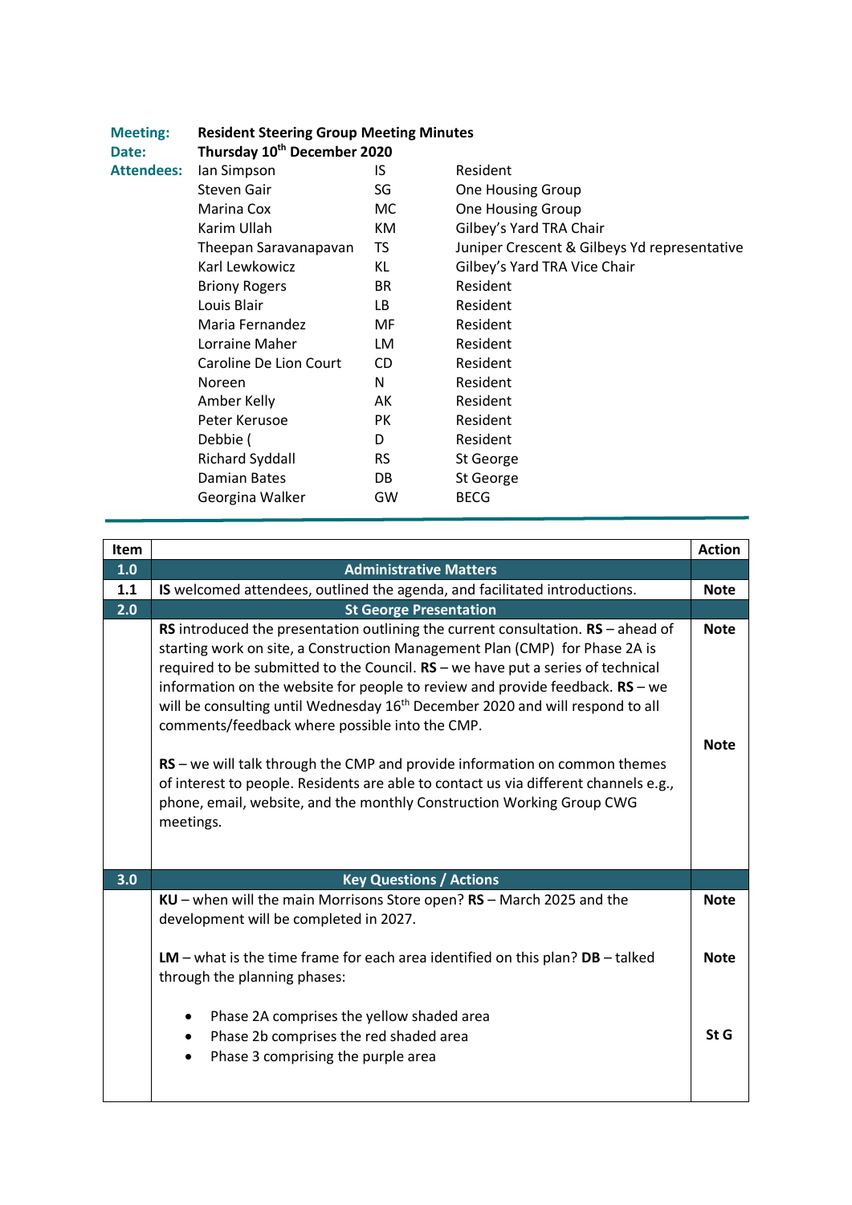**Meeting:** Resident Steering Group Meeting Minutes

**Date:** Thursday 10th December 2020

**Attendees:**

| Name | Initials | Role |
|---|---|---|
| Ian Simpson | IS | Resident |
| Steven Gair | SG | One Housing Group |
| Marina Cox | MC | One Housing Group |
| Karim Ullah | KM | Gilbey's Yard TRA Chair |
| Theepan Saravanapavan | TS | Juniper Crescent & Gilbeys Yd representative |
| Karl Lewkowicz | KL | Gilbey's Yard TRA Vice Chair |
| Briony Rogers | BR | Resident |
| Louis Blair | LB | Resident |
| Maria Fernandez | MF | Resident |
| Lorraine Maher | LM | Resident |
| Caroline De Lion Court | CD | Resident |
| Noreen | N | Resident |
| Amber Kelly | AK | Resident |
| Peter Kerusoe | PK | Resident |
| Debbie ( | D | Resident |
| Richard Syddall | RS | St George |
| Damian Bates | DB | St George |
| Georgina Walker | GW | BECG |

| Item | | Action |
|---|---|---|
| **1.0** | **Administrative Matters** | |
| **1.1** | **IS** welcomed attendees, outlined the agenda, and facilitated introductions. | **Note** |
| **2.0** | **St George Presentation** | |
| | **RS** introduced the presentation outlining the current consultation. **RS** – ahead of starting work on site, a Construction Management Plan (CMP) for Phase 2A is required to be submitted to the Council. **RS** – we have put a series of technical information on the website for people to review and provide feedback. **RS** – we will be consulting until Wednesday 16th December 2020 and will respond to all comments/feedback where possible into the CMP. | **Note** |
| | **RS** – we will talk through the CMP and provide information on common themes of interest to people. Residents are able to contact us via different channels e.g., phone, email, website, and the monthly Construction Working Group CWG meetings. | **Note** |
| **3.0** | **Key Questions / Actions** | |
| | **KU** – when will the main Morrisons Store open? **RS** – March 2025 and the development will be completed in 2027. | **Note** |
| | **LM** – what is the time frame for each area identified on this plan? **DB** – talked through the planning phases: | **Note** |
| | • Phase 2A comprises the yellow shaded area<br>• Phase 2b comprises the red shaded area<br>• Phase 3 comprising the purple area | **St G** |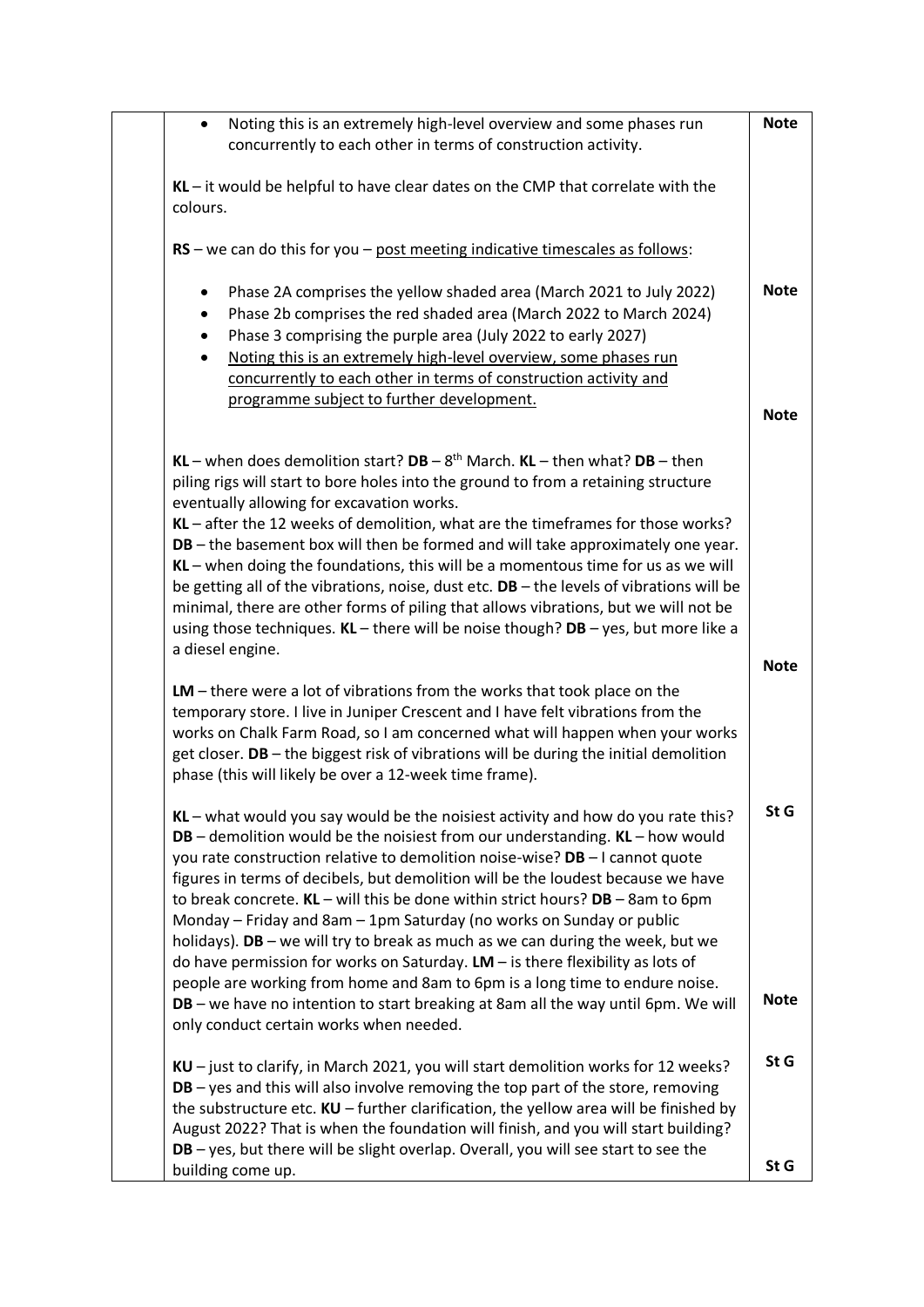| | | |
|---|---|---|
| | • Noting this is an extremely high-level overview and some phases run concurrently to each other in terms of construction activity. | **Note** |
| | **KL** – it would be helpful to have clear dates on the CMP that correlate with the colours. | |
| | **RS** – we can do this for you – post meeting indicative timescales as follows: | |
| | • Phase 2A comprises the yellow shaded area (March 2021 to July 2022)<br>• Phase 2b comprises the red shaded area (March 2022 to March 2024)<br>• Phase 3 comprising the purple area (July 2022 to early 2027) | **Note** |
| | • Noting this is an extremely high-level overview, some phases run concurrently to each other in terms of construction activity and programme subject to further development. | **Note** |
| | **KL** – when does demolition start? **DB** – 8th March. **KL** – then what? **DB** – then piling rigs will start to bore holes into the ground to from a retaining structure eventually allowing for excavation works.<br>**KL** – after the 12 weeks of demolition, what are the timeframes for those works? **DB** – the basement box will then be formed and will take approximately one year. **KL** – when doing the foundations, this will be a momentous time for us as we will be getting all of the vibrations, noise, dust etc. **DB** – the levels of vibrations will be minimal, there are other forms of piling that allows vibrations, but we will not be using those techniques. **KL** – there will be noise though? **DB** – yes, but more like a a diesel engine. | **Note** |
| | **LM** – there were a lot of vibrations from the works that took place on the temporary store. I live in Juniper Crescent and I have felt vibrations from the works on Chalk Farm Road, so I am concerned what will happen when your works get closer. **DB** – the biggest risk of vibrations will be during the initial demolition phase (this will likely be over a 12-week time frame). | |
| | **KL** – what would you say would be the noisiest activity and how do you rate this? **DB** – demolition would be the noisiest from our understanding. **KL** – how would you rate construction relative to demolition noise-wise? **DB** – I cannot quote figures in terms of decibels, but demolition will be the loudest because we have to break concrete. **KL** – will this be done within strict hours? **DB** – 8am to 6pm Monday – Friday and 8am – 1pm Saturday (no works on Sunday or public holidays). **DB** – we will try to break as much as we can during the week, but we do have permission for works on Saturday. **LM** – is there flexibility as lots of people are working from home and 8am to 6pm is a long time to endure noise. **DB** – we have no intention to start breaking at 8am all the way until 6pm. We will only conduct certain works when needed. | **St G**<br>**Note** |
| | **KU** – just to clarify, in March 2021, you will start demolition works for 12 weeks? **DB** – yes and this will also involve removing the top part of the store, removing the substructure etc. **KU** – further clarification, the yellow area will be finished by August 2022? That is when the foundation will finish, and you will start building? **DB** – yes, but there will be slight overlap. Overall, you will see start to see the building come up. | **St G**<br>**St G** |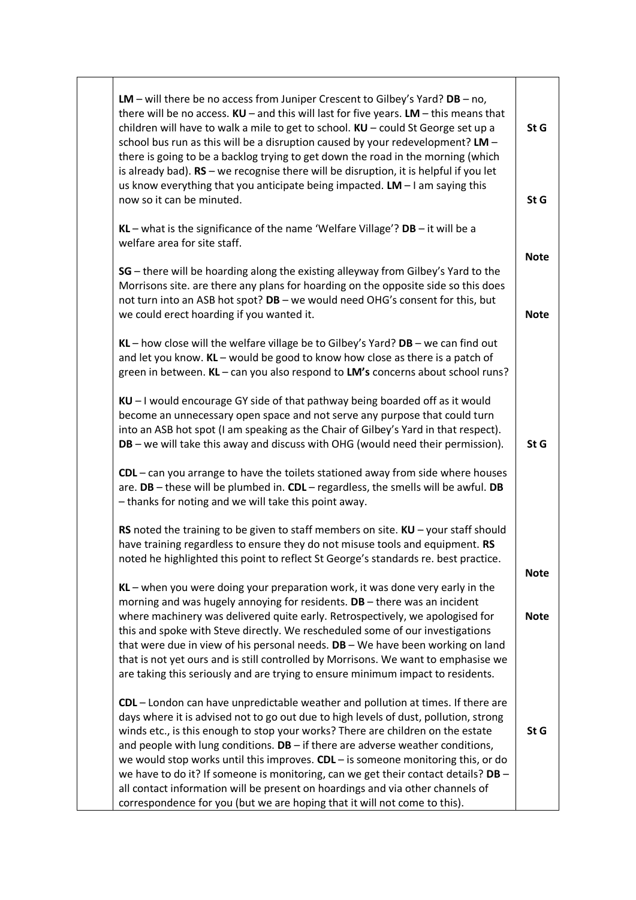| | | |
|---|---|---|
| | **LM** – will there be no access from Juniper Crescent to Gilbey's Yard? **DB** – no, there will be no access. **KU** – and this will last for five years. **LM** – this means that children will have to walk a mile to get to school. **KU** – could St George set up a school bus run as this will be a disruption caused by your redevelopment? **LM** – there is going to be a backlog trying to get down the road in the morning (which is already bad). **RS** – we recognise there will be disruption, it is helpful if you let us know everything that you anticipate being impacted. **LM** – I am saying this now so it can be minuted. | St G<br><br>St G |
| | **KL** – what is the significance of the name 'Welfare Village'? **DB** – it will be a welfare area for site staff. | **Note** |
| | **SG** – there will be hoarding along the existing alleyway from Gilbey's Yard to the Morrisons site. are there any plans for hoarding on the opposite side so this does not turn into an ASB hot spot? **DB** – we would need OHG's consent for this, but we could erect hoarding if you wanted it. | **Note** |
| | **KL** – how close will the welfare village be to Gilbey's Yard? **DB** – we can find out and let you know. **KL** – would be good to know how close as there is a patch of green in between. **KL** – can you also respond to **LM's** concerns about school runs? | |
| | **KU** – I would encourage GY side of that pathway being boarded off as it would become an unnecessary open space and not serve any purpose that could turn into an ASB hot spot (I am speaking as the Chair of Gilbey's Yard in that respect). **DB** – we will take this away and discuss with OHG (would need their permission). | St G |
| | **CDL** – can you arrange to have the toilets stationed away from side where houses are. **DB** – these will be plumbed in. **CDL** – regardless, the smells will be awful. **DB** – thanks for noting and we will take this point away. | |
| | **RS** noted the training to be given to staff members on site. **KU** – your staff should have training regardless to ensure they do not misuse tools and equipment. **RS** noted he highlighted this point to reflect St George's standards re. best practice. | **Note** |
| | **KL** – when you were doing your preparation work, it was done very early in the morning and was hugely annoying for residents. **DB** – there was an incident where machinery was delivered quite early. Retrospectively, we apologised for this and spoke with Steve directly. We rescheduled some of our investigations that were due in view of his personal needs. **DB** – We have been working on land that is not yet ours and is still controlled by Morrisons. We want to emphasise we are taking this seriously and are trying to ensure minimum impact to residents. | **Note** |
| | **CDL** – London can have unpredictable weather and pollution at times. If there are days where it is advised not to go out due to high levels of dust, pollution, strong winds etc., is this enough to stop your works? There are children on the estate and people with lung conditions. **DB** – if there are adverse weather conditions, we would stop works until this improves. **CDL** – is someone monitoring this, or do we have to do it? If someone is monitoring, can we get their contact details? **DB** – all contact information will be present on hoardings and via other channels of correspondence for you (but we are hoping that it will not come to this). | St G |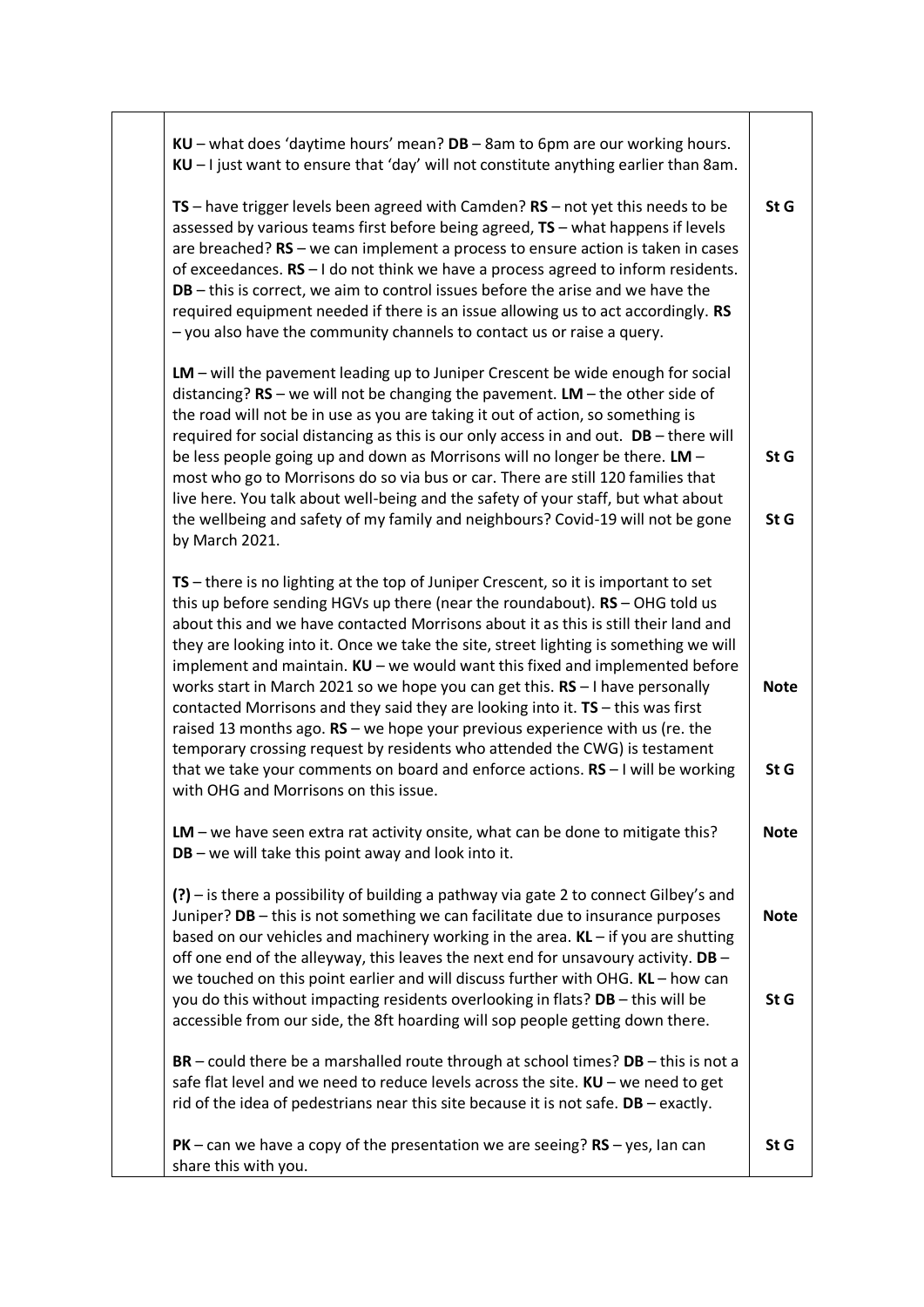| | | |
|---|---|---|
| | **KU** – what does 'daytime hours' mean? **DB** – 8am to 6pm are our working hours. **KU** – I just want to ensure that 'day' will not constitute anything earlier than 8am. | |
| | **TS** – have trigger levels been agreed with Camden? **RS** – not yet this needs to be assessed by various teams first before being agreed, **TS** – what happens if levels are breached? **RS** – we can implement a process to ensure action is taken in cases of exceedances. **RS** – I do not think we have a process agreed to inform residents. **DB** – this is correct, we aim to control issues before the arise and we have the required equipment needed if there is an issue allowing us to act accordingly. **RS** – you also have the community channels to contact us or raise a query. | **St G** |
| | **LM** – will the pavement leading up to Juniper Crescent be wide enough for social distancing? **RS** – we will not be changing the pavement. **LM** – the other side of the road will not be in use as you are taking it out of action, so something is required for social distancing as this is our only access in and out. **DB** – there will be less people going up and down as Morrisons will no longer be there. **LM** – most who go to Morrisons do so via bus or car. There are still 120 families that live here. You talk about well-being and the safety of your staff, but what about the wellbeing and safety of my family and neighbours? Covid-19 will not be gone by March 2021. | **St G**<br><br>**St G** |
| | **TS** – there is no lighting at the top of Juniper Crescent, so it is important to set this up before sending HGVs up there (near the roundabout). **RS** – OHG told us about this and we have contacted Morrisons about it as this is still their land and they are looking into it. Once we take the site, street lighting is something we will implement and maintain. **KU** – we would want this fixed and implemented before works start in March 2021 so we hope you can get this. **RS** – I have personally contacted Morrisons and they said they are looking into it. **TS** – this was first raised 13 months ago. **RS** – we hope your previous experience with us (re. the temporary crossing request by residents who attended the CWG) is testament that we take your comments on board and enforce actions. **RS** – I will be working with OHG and Morrisons on this issue. | **Note**<br><br>**St G** |
| | **LM** – we have seen extra rat activity onsite, what can be done to mitigate this? **DB** – we will take this point away and look into it. | **Note** |
| | **(?)** – is there a possibility of building a pathway via gate 2 to connect Gilbey's and Juniper? **DB** – this is not something we can facilitate due to insurance purposes based on our vehicles and machinery working in the area. **KL** – if you are shutting off one end of the alleyway, this leaves the next end for unsavoury activity. **DB** – we touched on this point earlier and will discuss further with OHG. **KL** – how can you do this without impacting residents overlooking in flats? **DB** – this will be accessible from our side, the 8ft hoarding will sop people getting down there. | **Note**<br><br>**St G** |
| | **BR** – could there be a marshalled route through at school times? **DB** – this is not a safe flat level and we need to reduce levels across the site. **KU** – we need to get rid of the idea of pedestrians near this site because it is not safe. **DB** – exactly. | |
| | **PK** – can we have a copy of the presentation we are seeing? **RS** – yes, Ian can share this with you. | **St G** |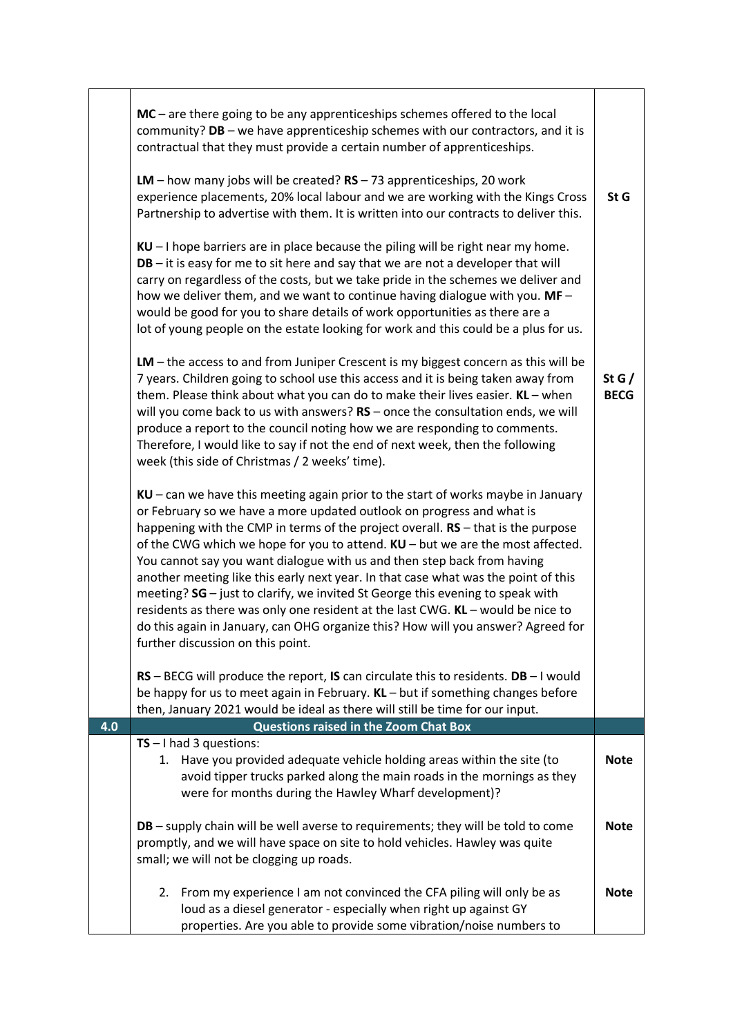| | | |
|---|---|---|
| | **MC** – are there going to be any apprenticeships schemes offered to the local community? **DB** – we have apprenticeship schemes with our contractors, and it is contractual that they must provide a certain number of apprenticeships.<br><br>**LM** – how many jobs will be created? **RS** – 73 apprenticeships, 20 work experience placements, 20% local labour and we are working with the Kings Cross Partnership to advertise with them. It is written into our contracts to deliver this.<br><br>**KU** – I hope barriers are in place because the piling will be right near my home. **DB** – it is easy for me to sit here and say that we are not a developer that will carry on regardless of the costs, but we take pride in the schemes we deliver and how we deliver them, and we want to continue having dialogue with you. **MF** – would be good for you to share details of work opportunities as there are a lot of young people on the estate looking for work and this could be a plus for us. | **St G** |
| | **LM** – the access to and from Juniper Crescent is my biggest concern as this will be 7 years. Children going to school use this access and it is being taken away from them. Please think about what you can do to make their lives easier. **KL** – when will you come back to us with answers? **RS** – once the consultation ends, we will produce a report to the council noting how we are responding to comments. Therefore, I would like to say if not the end of next week, then the following week (this side of Christmas / 2 weeks' time).<br><br>**KU** – can we have this meeting again prior to the start of works maybe in January or February so we have a more updated outlook on progress and what is happening with the CMP in terms of the project overall. **RS** – that is the purpose of the CWG which we hope for you to attend. **KU** – but we are the most affected. You cannot say you want dialogue with us and then step back from having another meeting like this early next year. In that case what was the point of this meeting? **SG** – just to clarify, we invited St George this evening to speak with residents as there was only one resident at the last CWG. **KL** – would be nice to do this again in January, can OHG organize this? How will you answer? Agreed for further discussion on this point.<br><br>**RS** – BECG will produce the report, **IS** can circulate this to residents. **DB** – I would be happy for us to meet again in February. **KL** – but if something changes before then, January 2021 would be ideal as there will still be time for our input. | **St G / BECG** |
| **4.0** | **Questions raised in the Zoom Chat Box** | |
| | **TS** – I had 3 questions:<br>1. Have you provided adequate vehicle holding areas within the site (to avoid tipper trucks parked along the main roads in the mornings as they were for months during the Hawley Wharf development)? | **Note** |
| | **DB** – supply chain will be well averse to requirements; they will be told to come promptly, and we will have space on site to hold vehicles. Hawley was quite small; we will not be clogging up roads. | **Note** |
| | 2. From my experience I am not convinced the CFA piling will only be as loud as a diesel generator - especially when right up against GY properties. Are you able to provide some vibration/noise numbers to | **Note** |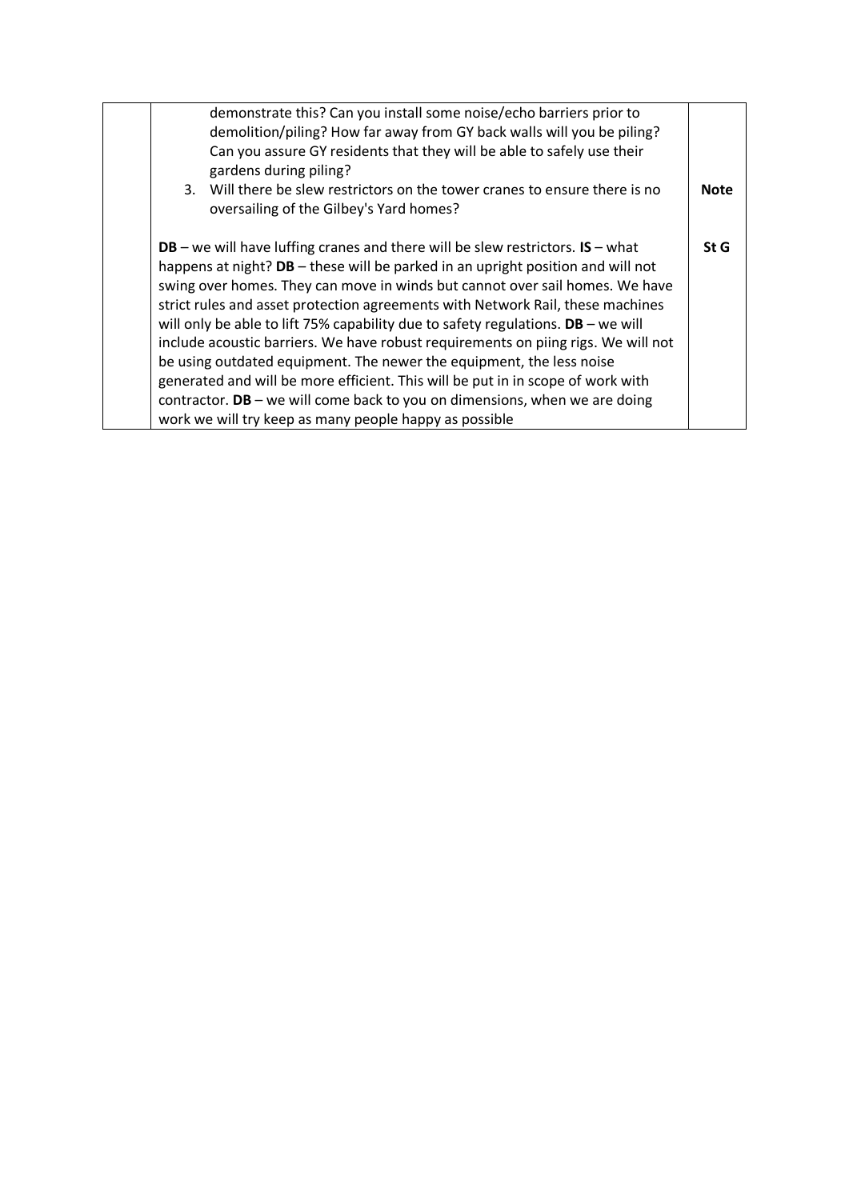| | | |
|---|---|---|
| | demonstrate this? Can you install some noise/echo barriers prior to demolition/piling? How far away from GY back walls will you be piling? Can you assure GY residents that they will be able to safely use their gardens during piling?<br>3. Will there be slew restrictors on the tower cranes to ensure there is no oversailing of the Gilbey's Yard homes? | **Note** |
| | **DB** – we will have luffing cranes and there will be slew restrictors. **IS** – what happens at night? **DB** – these will be parked in an upright position and will not swing over homes. They can move in winds but cannot over sail homes. We have strict rules and asset protection agreements with Network Rail, these machines will only be able to lift 75% capability due to safety regulations. **DB** – we will include acoustic barriers. We have robust requirements on piing rigs. We will not be using outdated equipment. The newer the equipment, the less noise generated and will be more efficient. This will be put in in scope of work with contractor. **DB** – we will come back to you on dimensions, when we are doing work we will try keep as many people happy as possible | **St G** |